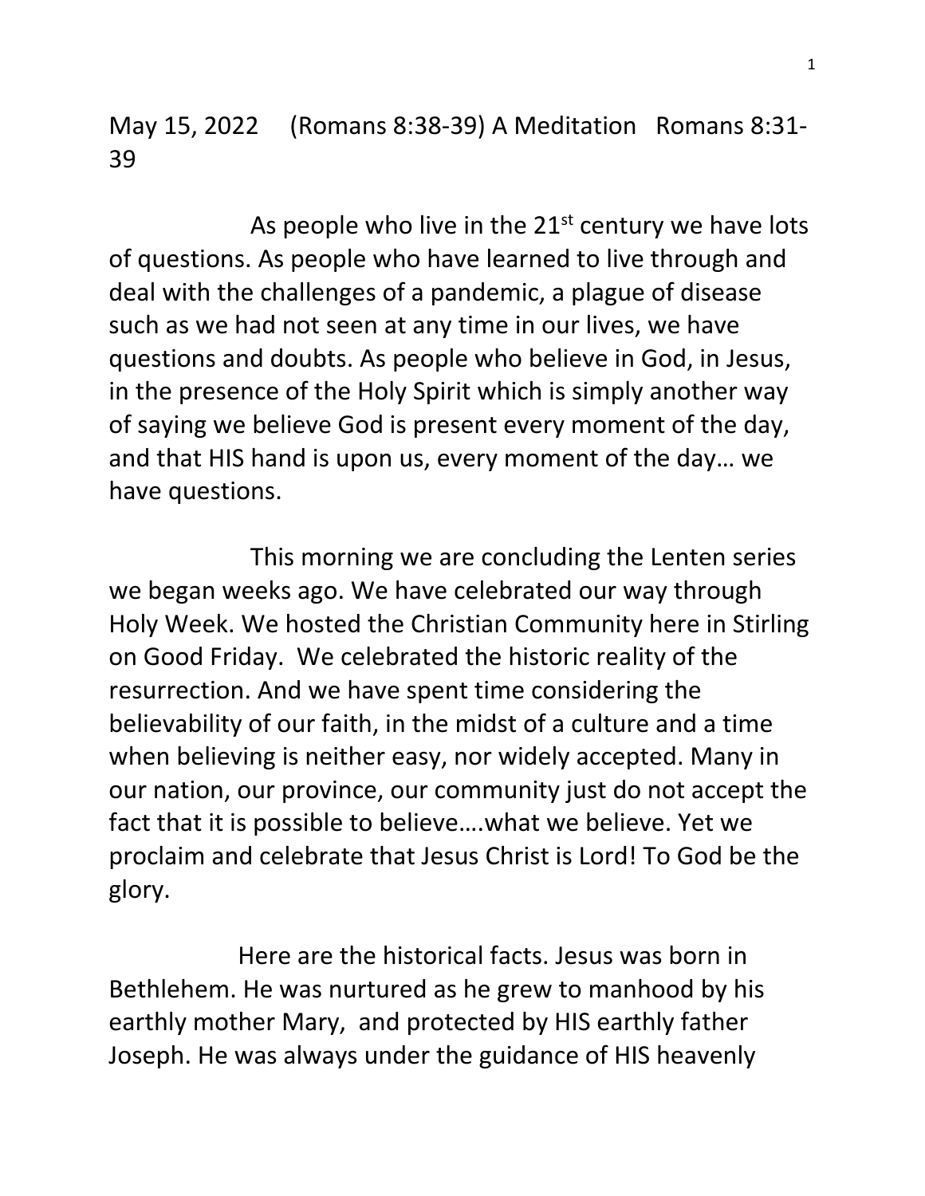May 15, 2022 (Romans 8:38-39) A Meditation Romans 8:31-39

As people who live in the 21st century we have lots of questions. As people who have learned to live through and deal with the challenges of a pandemic, a plague of disease such as we had not seen at any time in our lives, we have questions and doubts. As people who believe in God, in Jesus, in the presence of the Holy Spirit which is simply another way of saying we believe God is present every moment of the day, and that HIS hand is upon us, every moment of the day… we have questions.

This morning we are concluding the Lenten series we began weeks ago. We have celebrated our way through Holy Week. We hosted the Christian Community here in Stirling on Good Friday. We celebrated the historic reality of the resurrection. And we have spent time considering the believability of our faith, in the midst of a culture and a time when believing is neither easy, nor widely accepted. Many in our nation, our province, our community just do not accept the fact that it is possible to believe….what we believe. Yet we proclaim and celebrate that Jesus Christ is Lord! To God be the glory.

Here are the historical facts. Jesus was born in Bethlehem. He was nurtured as he grew to manhood by his earthly mother Mary, and protected by HIS earthly father Joseph. He was always under the guidance of HIS heavenly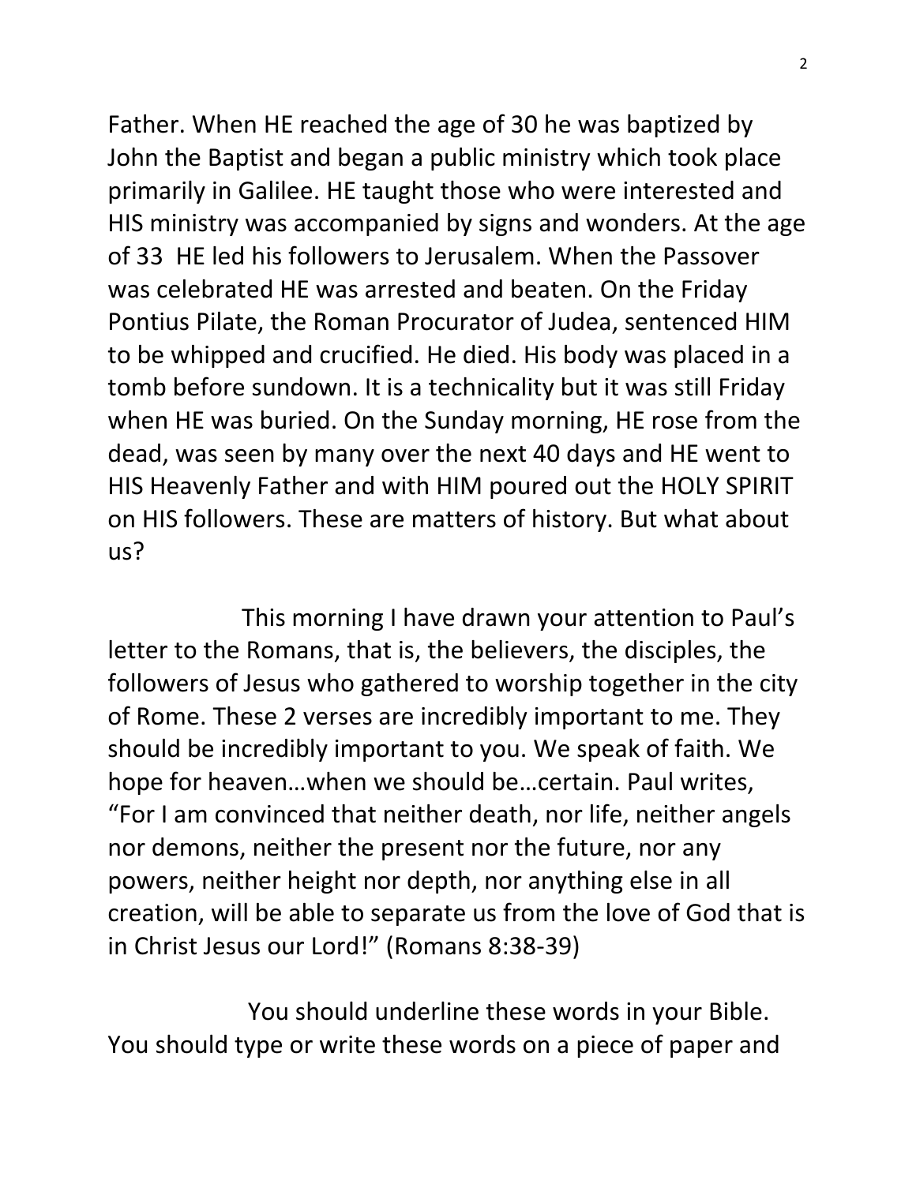Father. When HE reached the age of 30 he was baptized by John the Baptist and began a public ministry which took place primarily in Galilee. HE taught those who were interested and HIS ministry was accompanied by signs and wonders. At the age of 33 HE led his followers to Jerusalem. When the Passover was celebrated HE was arrested and beaten. On the Friday Pontius Pilate, the Roman Procurator of Judea, sentenced HIM to be whipped and crucified. He died. His body was placed in a tomb before sundown. It is a technicality but it was still Friday when HE was buried. On the Sunday morning, HE rose from the dead, was seen by many over the next 40 days and HE went to HIS Heavenly Father and with HIM poured out the HOLY SPIRIT on HIS followers. These are matters of history. But what about us?

This morning I have drawn your attention to Paul's letter to the Romans, that is, the believers, the disciples, the followers of Jesus who gathered to worship together in the city of Rome. These 2 verses are incredibly important to me. They should be incredibly important to you. We speak of faith. We hope for heaven…when we should be…certain. Paul writes, "For I am convinced that neither death, nor life, neither angels nor demons, neither the present nor the future, nor any powers, neither height nor depth, nor anything else in all creation, will be able to separate us from the love of God that is in Christ Jesus our Lord!" (Romans 8:38-39)

You should underline these words in your Bible. You should type or write these words on a piece of paper and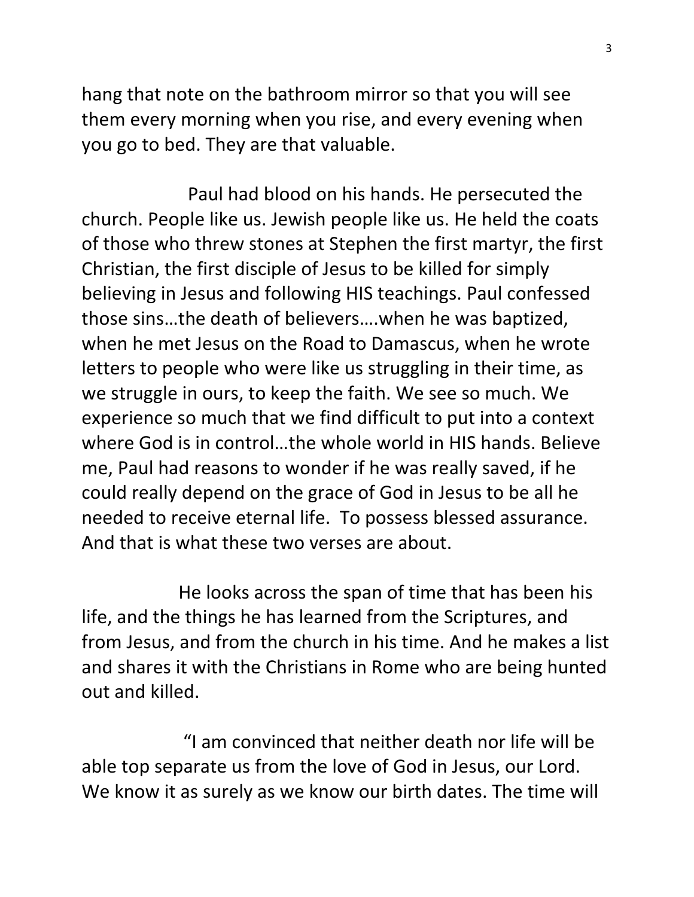hang that note on the bathroom mirror so that you will see them every morning when you rise, and every evening when you go to bed. They are that valuable.

Paul had blood on his hands. He persecuted the church. People like us. Jewish people like us. He held the coats of those who threw stones at Stephen the first martyr, the first Christian, the first disciple of Jesus to be killed for simply believing in Jesus and following HIS teachings. Paul confessed those sins…the death of believers….when he was baptized, when he met Jesus on the Road to Damascus, when he wrote letters to people who were like us struggling in their time, as we struggle in ours, to keep the faith. We see so much. We experience so much that we find difficult to put into a context where God is in control…the whole world in HIS hands. Believe me, Paul had reasons to wonder if he was really saved, if he could really depend on the grace of God in Jesus to be all he needed to receive eternal life. To possess blessed assurance. And that is what these two verses are about.

He looks across the span of time that has been his life, and the things he has learned from the Scriptures, and from Jesus, and from the church in his time. And he makes a list and shares it with the Christians in Rome who are being hunted out and killed.

"I am convinced that neither death nor life will be able top separate us from the love of God in Jesus, our Lord. We know it as surely as we know our birth dates. The time will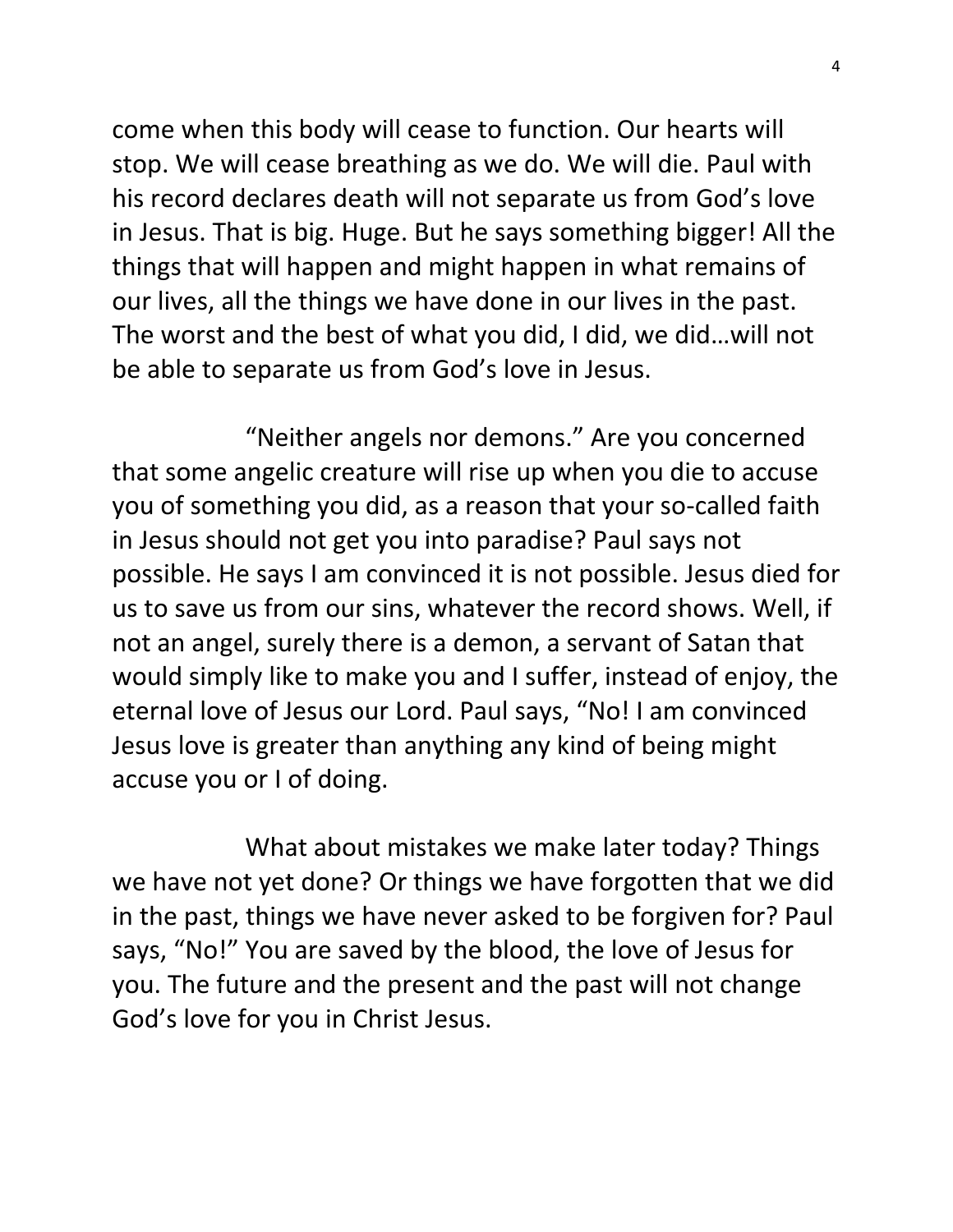come when this body will cease to function. Our hearts will stop. We will cease breathing as we do. We will die. Paul with his record declares death will not separate us from God's love in Jesus. That is big. Huge. But he says something bigger! All the things that will happen and might happen in what remains of our lives, all the things we have done in our lives in the past. The worst and the best of what you did, I did, we did…will not be able to separate us from God's love in Jesus.

"Neither angels nor demons." Are you concerned that some angelic creature will rise up when you die to accuse you of something you did, as a reason that your so-called faith in Jesus should not get you into paradise? Paul says not possible. He says I am convinced it is not possible. Jesus died for us to save us from our sins, whatever the record shows. Well, if not an angel, surely there is a demon, a servant of Satan that would simply like to make you and I suffer, instead of enjoy, the eternal love of Jesus our Lord. Paul says, "No! I am convinced Jesus love is greater than anything any kind of being might accuse you or I of doing.

What about mistakes we make later today? Things we have not yet done? Or things we have forgotten that we did in the past, things we have never asked to be forgiven for? Paul says, "No!" You are saved by the blood, the love of Jesus for you. The future and the present and the past will not change God's love for you in Christ Jesus.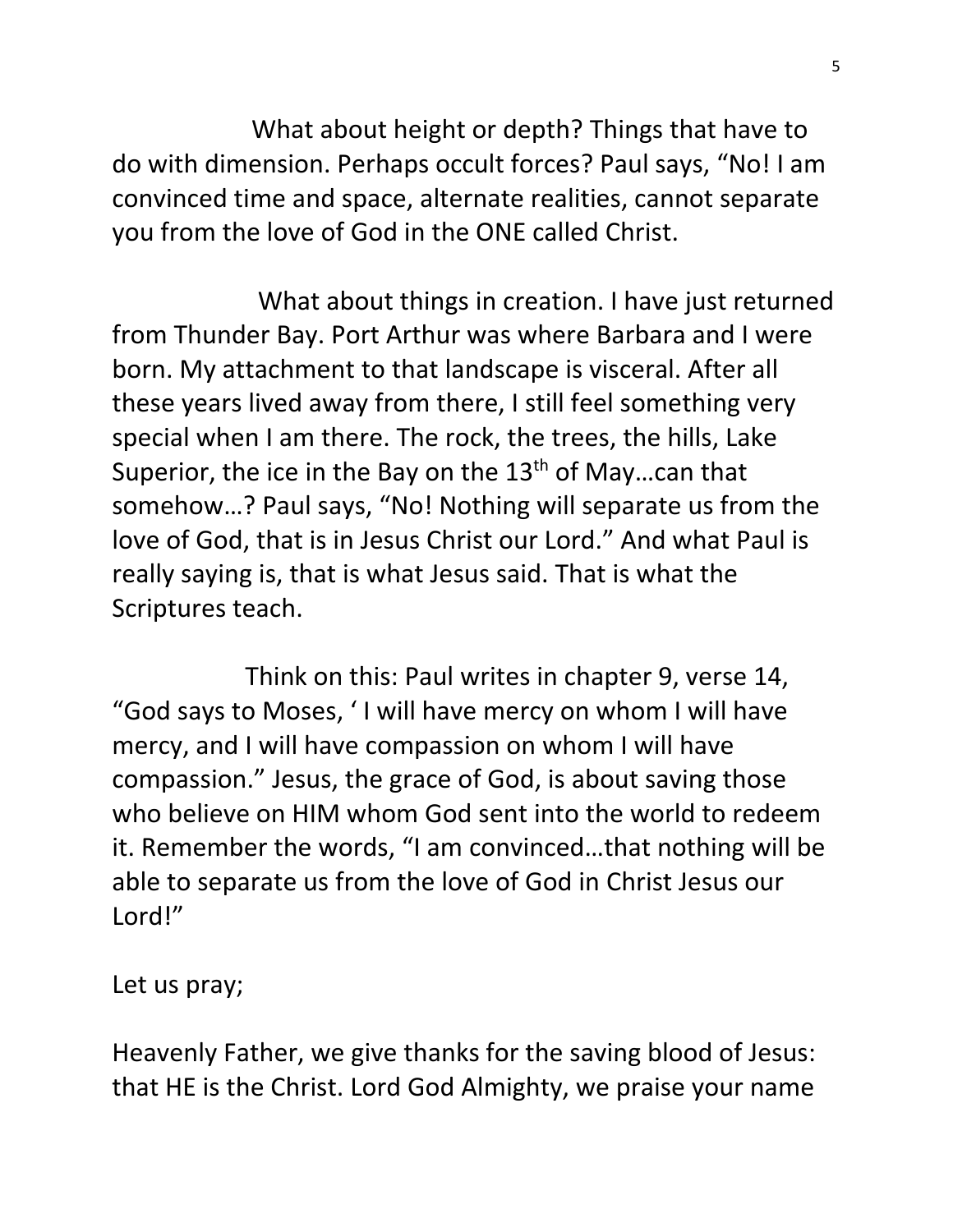What about height or depth? Things that have to do with dimension. Perhaps occult forces? Paul says, "No! I am convinced time and space, alternate realities, cannot separate you from the love of God in the ONE called Christ.

What about things in creation. I have just returned from Thunder Bay. Port Arthur was where Barbara and I were born. My attachment to that landscape is visceral. After all these years lived away from there, I still feel something very special when I am there. The rock, the trees, the hills, Lake Superior, the ice in the Bay on the 13th of May…can that somehow…? Paul says, "No! Nothing will separate us from the love of God, that is in Jesus Christ our Lord." And what Paul is really saying is, that is what Jesus said. That is what the Scriptures teach.

Think on this: Paul writes in chapter 9, verse 14, "God says to Moses, ' I will have mercy on whom I will have mercy, and I will have compassion on whom I will have compassion." Jesus, the grace of God, is about saving those who believe on HIM whom God sent into the world to redeem it. Remember the words, "I am convinced…that nothing will be able to separate us from the love of God in Christ Jesus our Lord!"

Let us pray;

Heavenly Father, we give thanks for the saving blood of Jesus: that HE is the Christ. Lord God Almighty, we praise your name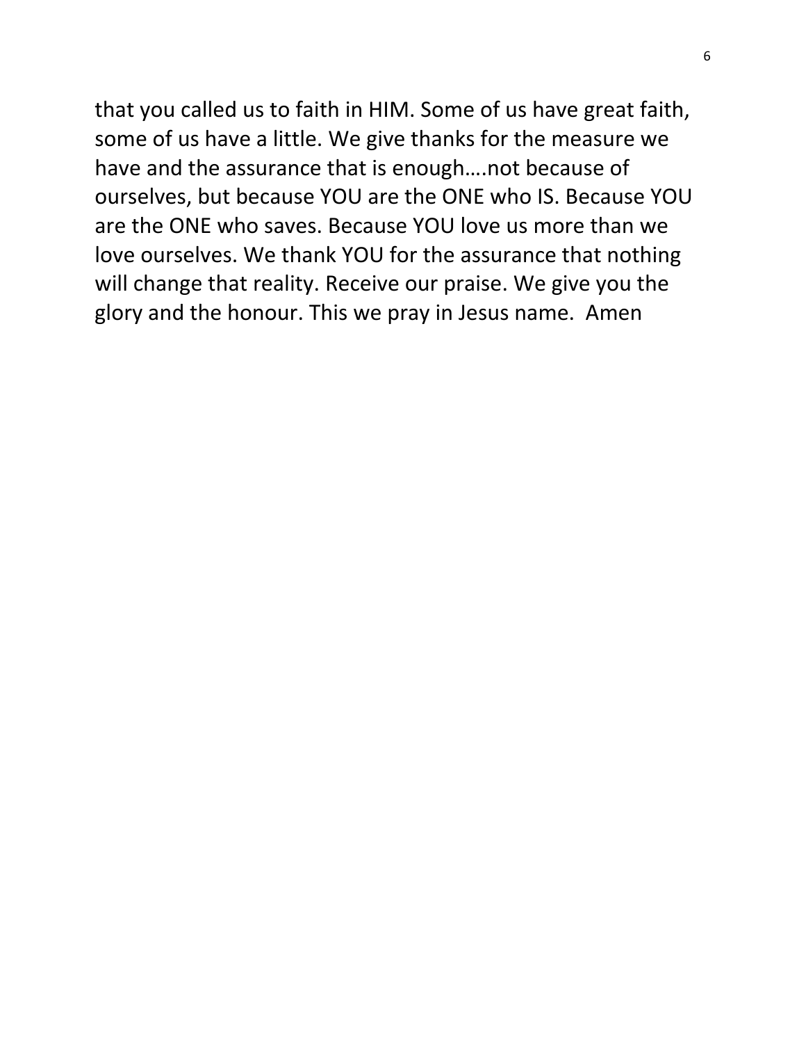that you called us to faith in HIM. Some of us have great faith, some of us have a little. We give thanks for the measure we have and the assurance that is enough….not because of ourselves, but because YOU are the ONE who IS. Because YOU are the ONE who saves. Because YOU love us more than we love ourselves. We thank YOU for the assurance that nothing will change that reality. Receive our praise. We give you the glory and the honour. This we pray in Jesus name. Amen